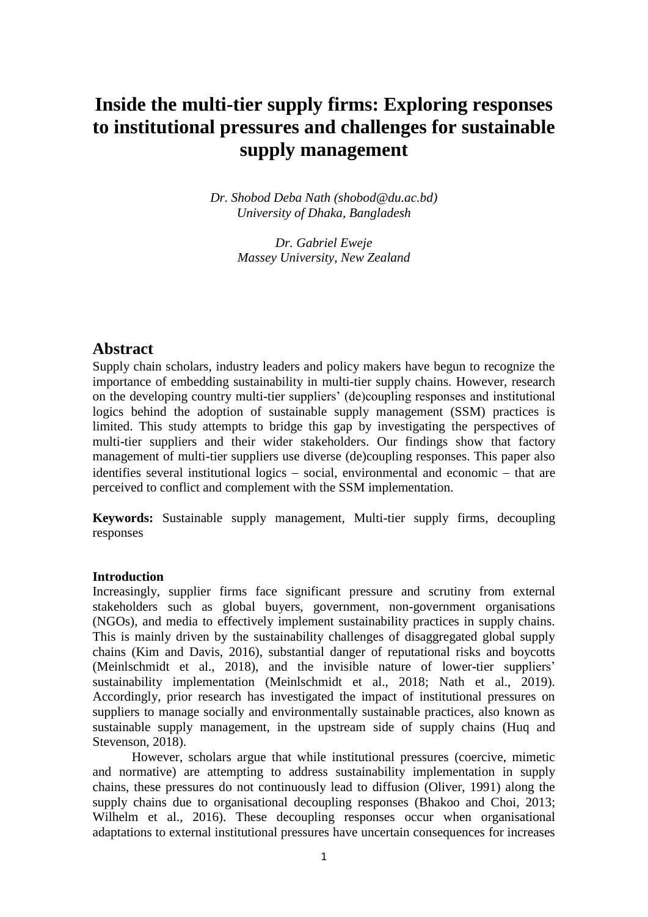# Inside the multi-tier supply firms: Exploring responses to institutional pressures and challenges for sustainable supply management

*Dr. Shobod Deba Nath (shobod@du.ac.bd)*
*University of Dhaka, Bangladesh*

*Dr. Gabriel Eweje*
*Massey University, New Zealand*

## Abstract

Supply chain scholars, industry leaders and policy makers have begun to recognize the importance of embedding sustainability in multi-tier supply chains. However, research on the developing country multi-tier suppliers' (de)coupling responses and institutional logics behind the adoption of sustainable supply management (SSM) practices is limited. This study attempts to bridge this gap by investigating the perspectives of multi-tier suppliers and their wider stakeholders. Our findings show that factory management of multi-tier suppliers use diverse (de)coupling responses. This paper also identifies several institutional logics – social, environmental and economic – that are perceived to conflict and complement with the SSM implementation.

**Keywords:** Sustainable supply management, Multi-tier supply firms, decoupling responses

**Introduction**

Increasingly, supplier firms face significant pressure and scrutiny from external stakeholders such as global buyers, government, non-government organisations (NGOs), and media to effectively implement sustainability practices in supply chains. This is mainly driven by the sustainability challenges of disaggregated global supply chains (Kim and Davis, 2016), substantial danger of reputational risks and boycotts (Meinlschmidt et al., 2018), and the invisible nature of lower-tier suppliers' sustainability implementation (Meinlschmidt et al., 2018; Nath et al., 2019). Accordingly, prior research has investigated the impact of institutional pressures on suppliers to manage socially and environmentally sustainable practices, also known as sustainable supply management, in the upstream side of supply chains (Huq and Stevenson, 2018).

However, scholars argue that while institutional pressures (coercive, mimetic and normative) are attempting to address sustainability implementation in supply chains, these pressures do not continuously lead to diffusion (Oliver, 1991) along the supply chains due to organisational decoupling responses (Bhakoo and Choi, 2013; Wilhelm et al., 2016). These decoupling responses occur when organisational adaptations to external institutional pressures have uncertain consequences for increases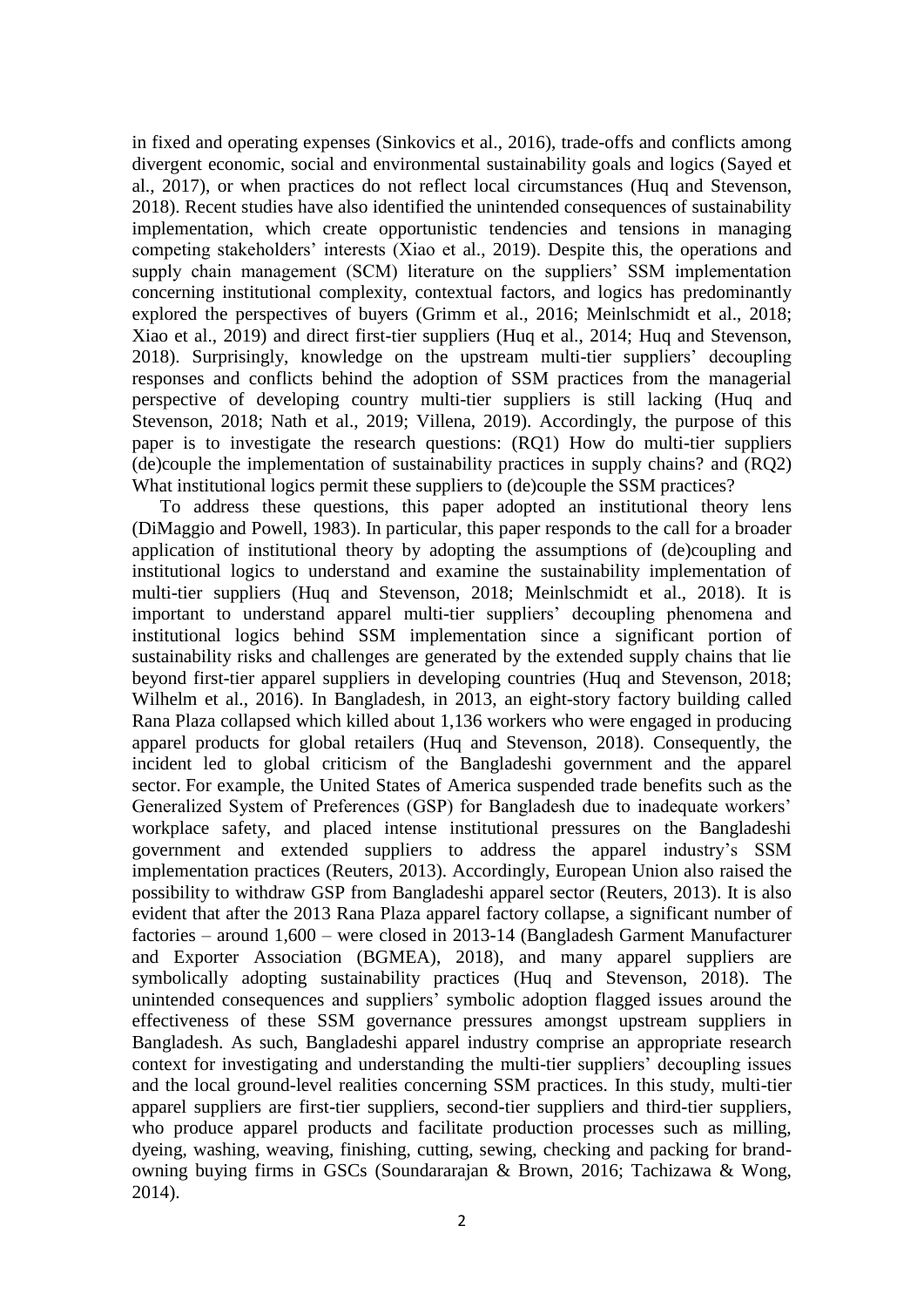in fixed and operating expenses (Sinkovics et al., 2016), trade-offs and conflicts among divergent economic, social and environmental sustainability goals and logics (Sayed et al., 2017), or when practices do not reflect local circumstances (Huq and Stevenson, 2018). Recent studies have also identified the unintended consequences of sustainability implementation, which create opportunistic tendencies and tensions in managing competing stakeholders' interests (Xiao et al., 2019). Despite this, the operations and supply chain management (SCM) literature on the suppliers' SSM implementation concerning institutional complexity, contextual factors, and logics has predominantly explored the perspectives of buyers (Grimm et al., 2016; Meinlschmidt et al., 2018; Xiao et al., 2019) and direct first-tier suppliers (Huq et al., 2014; Huq and Stevenson, 2018). Surprisingly, knowledge on the upstream multi-tier suppliers' decoupling responses and conflicts behind the adoption of SSM practices from the managerial perspective of developing country multi-tier suppliers is still lacking (Huq and Stevenson, 2018; Nath et al., 2019; Villena, 2019). Accordingly, the purpose of this paper is to investigate the research questions: (RQ1) How do multi-tier suppliers (de)couple the implementation of sustainability practices in supply chains? and (RQ2) What institutional logics permit these suppliers to (de)couple the SSM practices?

To address these questions, this paper adopted an institutional theory lens (DiMaggio and Powell, 1983). In particular, this paper responds to the call for a broader application of institutional theory by adopting the assumptions of (de)coupling and institutional logics to understand and examine the sustainability implementation of multi-tier suppliers (Huq and Stevenson, 2018; Meinlschmidt et al., 2018). It is important to understand apparel multi-tier suppliers' decoupling phenomena and institutional logics behind SSM implementation since a significant portion of sustainability risks and challenges are generated by the extended supply chains that lie beyond first-tier apparel suppliers in developing countries (Huq and Stevenson, 2018; Wilhelm et al., 2016). In Bangladesh, in 2013, an eight-story factory building called Rana Plaza collapsed which killed about 1,136 workers who were engaged in producing apparel products for global retailers (Huq and Stevenson, 2018). Consequently, the incident led to global criticism of the Bangladeshi government and the apparel sector. For example, the United States of America suspended trade benefits such as the Generalized System of Preferences (GSP) for Bangladesh due to inadequate workers' workplace safety, and placed intense institutional pressures on the Bangladeshi government and extended suppliers to address the apparel industry's SSM implementation practices (Reuters, 2013). Accordingly, European Union also raised the possibility to withdraw GSP from Bangladeshi apparel sector (Reuters, 2013). It is also evident that after the 2013 Rana Plaza apparel factory collapse, a significant number of factories – around 1,600 – were closed in 2013-14 (Bangladesh Garment Manufacturer and Exporter Association (BGMEA), 2018), and many apparel suppliers are symbolically adopting sustainability practices (Huq and Stevenson, 2018). The unintended consequences and suppliers' symbolic adoption flagged issues around the effectiveness of these SSM governance pressures amongst upstream suppliers in Bangladesh. As such, Bangladeshi apparel industry comprise an appropriate research context for investigating and understanding the multi-tier suppliers' decoupling issues and the local ground-level realities concerning SSM practices. In this study, multi-tier apparel suppliers are first-tier suppliers, second-tier suppliers and third-tier suppliers, who produce apparel products and facilitate production processes such as milling, dyeing, washing, weaving, finishing, cutting, sewing, checking and packing for brand-owning buying firms in GSCs (Soundararajan & Brown, 2016; Tachizawa & Wong, 2014).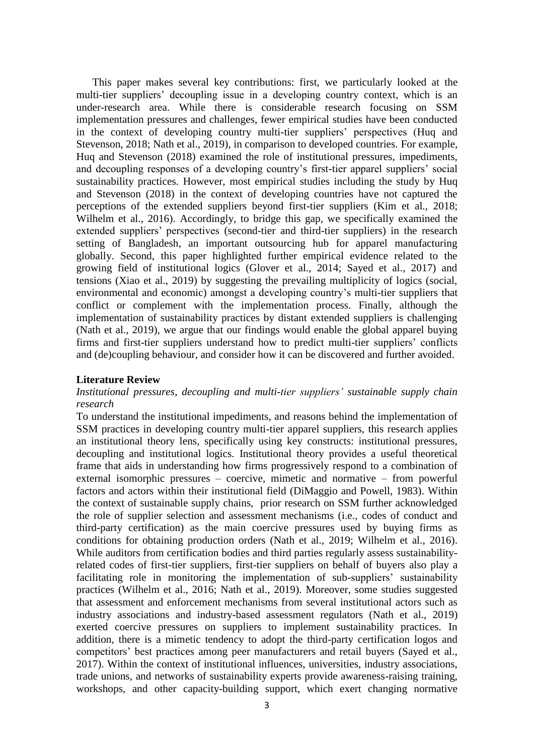This paper makes several key contributions: first, we particularly looked at the multi-tier suppliers' decoupling issue in a developing country context, which is an under-research area. While there is considerable research focusing on SSM implementation pressures and challenges, fewer empirical studies have been conducted in the context of developing country multi-tier suppliers' perspectives (Huq and Stevenson, 2018; Nath et al., 2019), in comparison to developed countries. For example, Huq and Stevenson (2018) examined the role of institutional pressures, impediments, and decoupling responses of a developing country's first-tier apparel suppliers' social sustainability practices. However, most empirical studies including the study by Huq and Stevenson (2018) in the context of developing countries have not captured the perceptions of the extended suppliers beyond first-tier suppliers (Kim et al., 2018; Wilhelm et al., 2016). Accordingly, to bridge this gap, we specifically examined the extended suppliers' perspectives (second-tier and third-tier suppliers) in the research setting of Bangladesh, an important outsourcing hub for apparel manufacturing globally. Second, this paper highlighted further empirical evidence related to the growing field of institutional logics (Glover et al., 2014; Sayed et al., 2017) and tensions (Xiao et al., 2019) by suggesting the prevailing multiplicity of logics (social, environmental and economic) amongst a developing country's multi-tier suppliers that conflict or complement with the implementation process. Finally, although the implementation of sustainability practices by distant extended suppliers is challenging (Nath et al., 2019), we argue that our findings would enable the global apparel buying firms and first-tier suppliers understand how to predict multi-tier suppliers' conflicts and (de)coupling behaviour, and consider how it can be discovered and further avoided.

## Literature Review

### *Institutional pressures, decoupling and multi-tier suppliers' sustainable supply chain research*

To understand the institutional impediments, and reasons behind the implementation of SSM practices in developing country multi-tier apparel suppliers, this research applies an institutional theory lens, specifically using key constructs: institutional pressures, decoupling and institutional logics. Institutional theory provides a useful theoretical frame that aids in understanding how firms progressively respond to a combination of external isomorphic pressures – coercive, mimetic and normative – from powerful factors and actors within their institutional field (DiMaggio and Powell, 1983). Within the context of sustainable supply chains, prior research on SSM further acknowledged the role of supplier selection and assessment mechanisms (i.e., codes of conduct and third-party certification) as the main coercive pressures used by buying firms as conditions for obtaining production orders (Nath et al., 2019; Wilhelm et al., 2016). While auditors from certification bodies and third parties regularly assess sustainability-related codes of first-tier suppliers, first-tier suppliers on behalf of buyers also play a facilitating role in monitoring the implementation of sub-suppliers' sustainability practices (Wilhelm et al., 2016; Nath et al., 2019). Moreover, some studies suggested that assessment and enforcement mechanisms from several institutional actors such as industry associations and industry-based assessment regulators (Nath et al., 2019) exerted coercive pressures on suppliers to implement sustainability practices. In addition, there is a mimetic tendency to adopt the third-party certification logos and competitors' best practices among peer manufacturers and retail buyers (Sayed et al., 2017). Within the context of institutional influences, universities, industry associations, trade unions, and networks of sustainability experts provide awareness-raising training, workshops, and other capacity-building support, which exert changing normative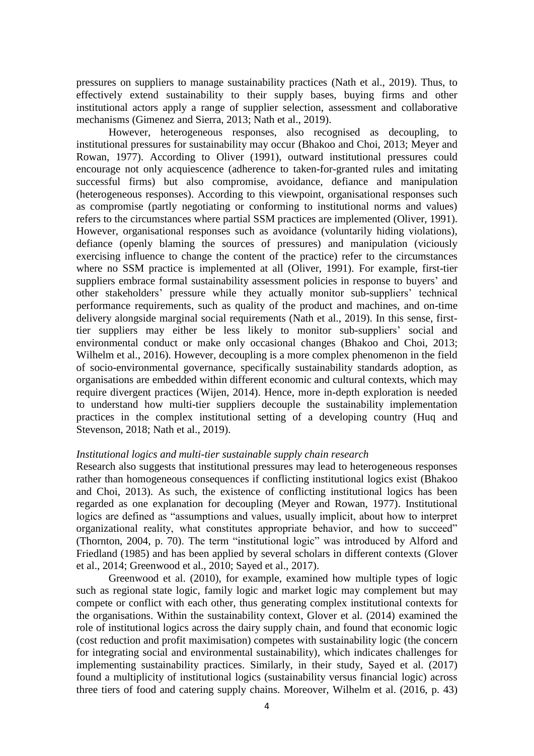pressures on suppliers to manage sustainability practices (Nath et al., 2019). Thus, to effectively extend sustainability to their supply bases, buying firms and other institutional actors apply a range of supplier selection, assessment and collaborative mechanisms (Gimenez and Sierra, 2013; Nath et al., 2019).

However, heterogeneous responses, also recognised as decoupling, to institutional pressures for sustainability may occur (Bhakoo and Choi, 2013; Meyer and Rowan, 1977). According to Oliver (1991), outward institutional pressures could encourage not only acquiescence (adherence to taken-for-granted rules and imitating successful firms) but also compromise, avoidance, defiance and manipulation (heterogeneous responses). According to this viewpoint, organisational responses such as compromise (partly negotiating or conforming to institutional norms and values) refers to the circumstances where partial SSM practices are implemented (Oliver, 1991). However, organisational responses such as avoidance (voluntarily hiding violations), defiance (openly blaming the sources of pressures) and manipulation (viciously exercising influence to change the content of the practice) refer to the circumstances where no SSM practice is implemented at all (Oliver, 1991). For example, first-tier suppliers embrace formal sustainability assessment policies in response to buyers' and other stakeholders' pressure while they actually monitor sub-suppliers' technical performance requirements, such as quality of the product and machines, and on-time delivery alongside marginal social requirements (Nath et al., 2019). In this sense, first-tier suppliers may either be less likely to monitor sub-suppliers' social and environmental conduct or make only occasional changes (Bhakoo and Choi, 2013; Wilhelm et al., 2016). However, decoupling is a more complex phenomenon in the field of socio-environmental governance, specifically sustainability standards adoption, as organisations are embedded within different economic and cultural contexts, which may require divergent practices (Wijen, 2014). Hence, more in-depth exploration is needed to understand how multi-tier suppliers decouple the sustainability implementation practices in the complex institutional setting of a developing country (Huq and Stevenson, 2018; Nath et al., 2019).

*Institutional logics and multi-tier sustainable supply chain research*

Research also suggests that institutional pressures may lead to heterogeneous responses rather than homogeneous consequences if conflicting institutional logics exist (Bhakoo and Choi, 2013). As such, the existence of conflicting institutional logics has been regarded as one explanation for decoupling (Meyer and Rowan, 1977). Institutional logics are defined as "assumptions and values, usually implicit, about how to interpret organizational reality, what constitutes appropriate behavior, and how to succeed" (Thornton, 2004, p. 70). The term "institutional logic" was introduced by Alford and Friedland (1985) and has been applied by several scholars in different contexts (Glover et al., 2014; Greenwood et al., 2010; Sayed et al., 2017).

Greenwood et al. (2010), for example, examined how multiple types of logic such as regional state logic, family logic and market logic may complement but may compete or conflict with each other, thus generating complex institutional contexts for the organisations. Within the sustainability context, Glover et al. (2014) examined the role of institutional logics across the dairy supply chain, and found that economic logic (cost reduction and profit maximisation) competes with sustainability logic (the concern for integrating social and environmental sustainability), which indicates challenges for implementing sustainability practices. Similarly, in their study, Sayed et al. (2017) found a multiplicity of institutional logics (sustainability versus financial logic) across three tiers of food and catering supply chains. Moreover, Wilhelm et al. (2016, p. 43)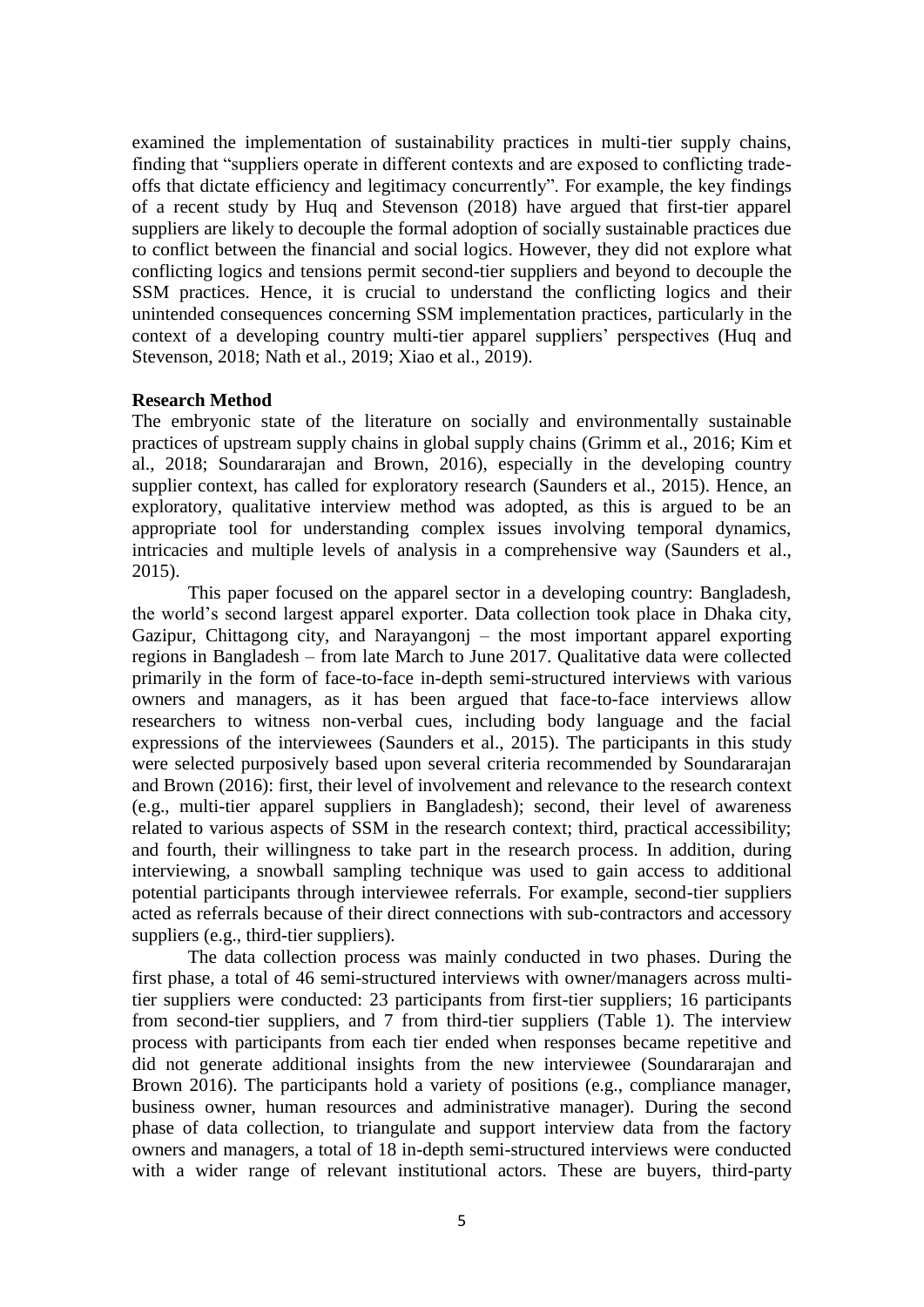examined the implementation of sustainability practices in multi-tier supply chains, finding that "suppliers operate in different contexts and are exposed to conflicting trade-offs that dictate efficiency and legitimacy concurrently". For example, the key findings of a recent study by Huq and Stevenson (2018) have argued that first-tier apparel suppliers are likely to decouple the formal adoption of socially sustainable practices due to conflict between the financial and social logics. However, they did not explore what conflicting logics and tensions permit second-tier suppliers and beyond to decouple the SSM practices. Hence, it is crucial to understand the conflicting logics and their unintended consequences concerning SSM implementation practices, particularly in the context of a developing country multi-tier apparel suppliers' perspectives (Huq and Stevenson, 2018; Nath et al., 2019; Xiao et al., 2019).

**Research Method**

The embryonic state of the literature on socially and environmentally sustainable practices of upstream supply chains in global supply chains (Grimm et al., 2016; Kim et al., 2018; Soundararajan and Brown, 2016), especially in the developing country supplier context, has called for exploratory research (Saunders et al., 2015). Hence, an exploratory, qualitative interview method was adopted, as this is argued to be an appropriate tool for understanding complex issues involving temporal dynamics, intricacies and multiple levels of analysis in a comprehensive way (Saunders et al., 2015).

This paper focused on the apparel sector in a developing country: Bangladesh, the world's second largest apparel exporter. Data collection took place in Dhaka city, Gazipur, Chittagong city, and Narayangonj – the most important apparel exporting regions in Bangladesh – from late March to June 2017. Qualitative data were collected primarily in the form of face-to-face in-depth semi-structured interviews with various owners and managers, as it has been argued that face-to-face interviews allow researchers to witness non-verbal cues, including body language and the facial expressions of the interviewees (Saunders et al., 2015). The participants in this study were selected purposively based upon several criteria recommended by Soundararajan and Brown (2016): first, their level of involvement and relevance to the research context (e.g., multi-tier apparel suppliers in Bangladesh); second, their level of awareness related to various aspects of SSM in the research context; third, practical accessibility; and fourth, their willingness to take part in the research process. In addition, during interviewing, a snowball sampling technique was used to gain access to additional potential participants through interviewee referrals. For example, second-tier suppliers acted as referrals because of their direct connections with sub-contractors and accessory suppliers (e.g., third-tier suppliers).

The data collection process was mainly conducted in two phases. During the first phase, a total of 46 semi-structured interviews with owner/managers across multi-tier suppliers were conducted: 23 participants from first-tier suppliers; 16 participants from second-tier suppliers, and 7 from third-tier suppliers (Table 1). The interview process with participants from each tier ended when responses became repetitive and did not generate additional insights from the new interviewee (Soundararajan and Brown 2016). The participants hold a variety of positions (e.g., compliance manager, business owner, human resources and administrative manager). During the second phase of data collection, to triangulate and support interview data from the factory owners and managers, a total of 18 in-depth semi-structured interviews were conducted with a wider range of relevant institutional actors. These are buyers, third-party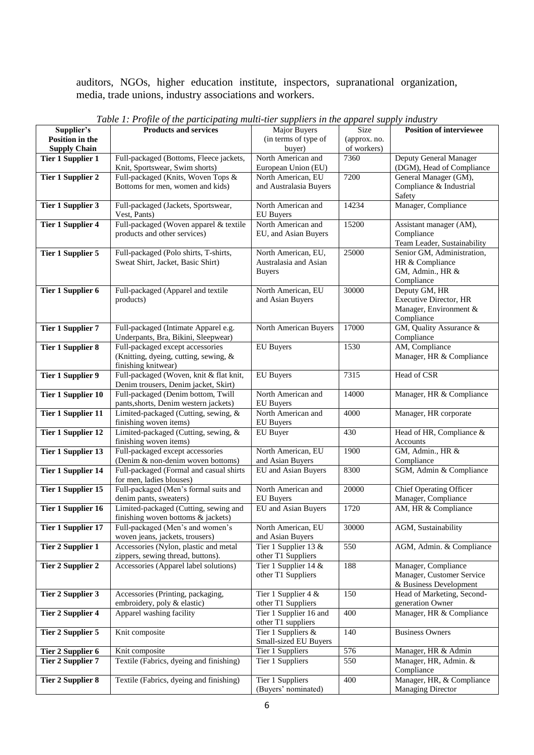auditors, NGOs, higher education institute, inspectors, supranational organization, media, trade unions, industry associations and workers.

*Table 1: Profile of the participating multi-tier suppliers in the apparel supply industry*

| Supplier's Position in the Supply Chain | Products and services | Major Buyers (in terms of type of buyer) | Size (approx. no. of workers) | Position of interviewee |
|---|---|---|---|---|
| **Tier 1 Supplier 1** | Full-packaged (Bottoms, Fleece jackets, Knit, Sportswear, Swim shorts) | North American and European Union (EU) | 7360 | Deputy General Manager (DGM), Head of Compliance |
| **Tier 1 Supplier 2** | Full-packaged (Knits, Woven Tops & Bottoms for men, women and kids) | North American, EU and Australasia Buyers | 7200 | General Manager (GM), Compliance & Industrial Safety |
| **Tier 1 Supplier 3** | Full-packaged (Jackets, Sportswear, Vest, Pants) | North American and EU Buyers | 14234 | Manager, Compliance |
| **Tier 1 Supplier 4** | Full-packaged (Woven apparel & textile products and other services) | North American and EU, and Asian Buyers | 15200 | Assistant manager (AM), Compliance<br>Team Leader, Sustainability |
| **Tier 1 Supplier 5** | Full-packaged (Polo shirts, T-shirts, Sweat Shirt, Jacket, Basic Shirt) | North American, EU, Australasia and Asian Buyers | 25000 | Senior GM, Administration, HR & Compliance<br>GM, Admin., HR & Compliance |
| **Tier 1 Supplier 6** | Full-packaged (Apparel and textile products) | North American, EU and Asian Buyers | 30000 | Deputy GM, HR<br>Executive Director, HR<br>Manager, Environment & Compliance |
| **Tier 1 Supplier 7** | Full-packaged (Intimate Apparel e.g. Underpants, Bra, Bikini, Sleepwear) | North American Buyers | 17000 | GM, Quality Assurance & Compliance |
| **Tier 1 Supplier 8** | Full-packaged except accessories (Knitting, dyeing, cutting, sewing, & finishing knitwear) | EU Buyers | 1530 | AM, Compliance<br>Manager, HR & Compliance |
| **Tier 1 Supplier 9** | Full-packaged (Woven, knit & flat knit, Denim trousers, Denim jacket, Skirt) | EU Buyers | 7315 | Head of CSR |
| **Tier 1 Supplier 10** | Full-packaged (Denim bottom, Twill pants,shorts, Denim western jackets) | North American and EU Buyers | 14000 | Manager, HR & Compliance |
| **Tier 1 Supplier 11** | Limited-packaged (Cutting, sewing, & finishing woven items) | North American and EU Buyers | 4000 | Manager, HR corporate |
| **Tier 1 Supplier 12** | Limited-packaged (Cutting, sewing, & finishing woven items) | EU Buyer | 430 | Head of HR, Compliance & Accounts |
| **Tier 1 Supplier 13** | Full-packaged except accessories (Denim & non-denim woven bottoms) | North American, EU and Asian Buyers | 1900 | GM, Admin., HR & Compliance |
| **Tier 1 Supplier 14** | Full-packaged (Formal and casual shirts for men, ladies blouses) | EU and Asian Buyers | 8300 | SGM, Admin & Compliance |
| **Tier 1 Supplier 15** | Full-packaged (Men's formal suits and denim pants, sweaters) | North American and EU Buyers | 20000 | Chief Operating Officer<br>Manager, Compliance |
| **Tier 1 Supplier 16** | Limited-packaged (Cutting, sewing and finishing woven bottoms & jackets) | EU and Asian Buyers | 1720 | AM, HR & Compliance |
| **Tier 1 Supplier 17** | Full-packaged (Men's and women's woven jeans, jackets, trousers) | North American, EU and Asian Buyers | 30000 | AGM, Sustainability |
| **Tier 2 Supplier 1** | Accessories (Nylon, plastic and metal zippers, sewing thread, buttons). | Tier 1 Supplier 13 & other T1 Suppliers | 550 | AGM, Admin. & Compliance |
| **Tier 2 Supplier 2** | Accessories (Apparel label solutions) | Tier 1 Supplier 14 & other T1 Suppliers | 188 | Manager, Compliance<br>Manager, Customer Service & Business Development |
| **Tier 2 Supplier 3** | Accessories (Printing, packaging, embroidery, poly & elastic) | Tier 1 Supplier 4 & other T1 Suppliers | 150 | Head of Marketing, Second-generation Owner |
| **Tier 2 Supplier 4** | Apparel washing facility | Tier 1 Supplier 16 and other T1 suppliers | 400 | Manager, HR & Compliance |
| **Tier 2 Supplier 5** | Knit composite | Tier 1 Suppliers & Small-sized EU Buyers | 140 | Business Owners |
| **Tier 2 Supplier 6** | Knit composite | Tier 1 Suppliers | 576 | Manager, HR & Admin |
| **Tier 2 Supplier 7** | Textile (Fabrics, dyeing and finishing) | Tier 1 Suppliers | 550 | Manager, HR, Admin. & Compliance |
| **Tier 2 Supplier 8** | Textile (Fabrics, dyeing and finishing) | Tier 1 Suppliers (Buyers' nominated) | 400 | Manager, HR, & Compliance<br>Managing Director |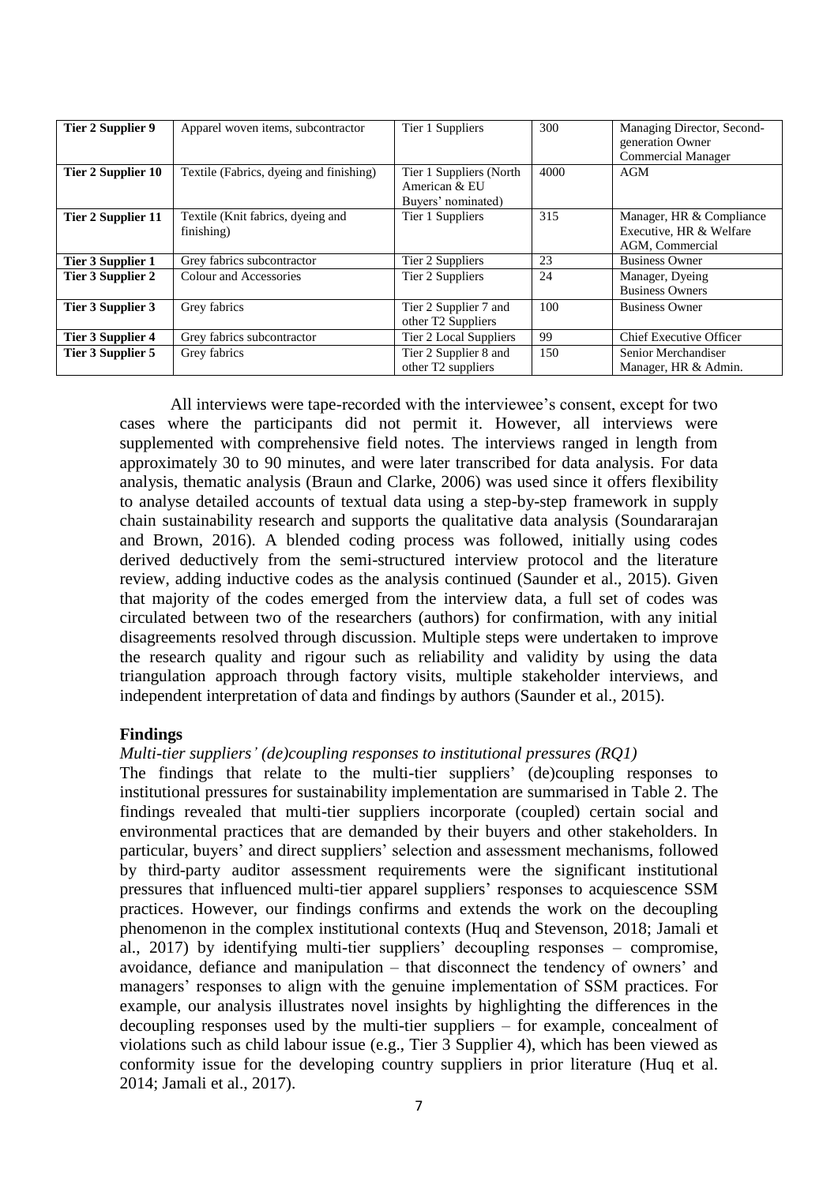| Tier 2 Supplier 9 | Apparel woven items, subcontractor | Tier 1 Suppliers | 300 | Managing Director, Second-generation Owner Commercial Manager |
|---|---|---|---|---|
| Tier 2 Supplier 10 | Textile (Fabrics, dyeing and finishing) | Tier 1 Suppliers (North American & EU Buyers' nominated) | 4000 | AGM |
| Tier 2 Supplier 11 | Textile (Knit fabrics, dyeing and finishing) | Tier 1 Suppliers | 315 | Manager, HR & Compliance Executive, HR & Welfare AGM, Commercial |
| Tier 3 Supplier 1 | Grey fabrics subcontractor | Tier 2 Suppliers | 23 | Business Owner |
| Tier 3 Supplier 2 | Colour and Accessories | Tier 2 Suppliers | 24 | Manager, Dyeing Business Owners |
| Tier 3 Supplier 3 | Grey fabrics | Tier 2 Supplier 7 and other T2 Suppliers | 100 | Business Owner |
| Tier 3 Supplier 4 | Grey fabrics subcontractor | Tier 2 Local Suppliers | 99 | Chief Executive Officer |
| Tier 3 Supplier 5 | Grey fabrics | Tier 2 Supplier 8 and other T2 suppliers | 150 | Senior Merchandiser Manager, HR & Admin. |

All interviews were tape-recorded with the interviewee's consent, except for two cases where the participants did not permit it. However, all interviews were supplemented with comprehensive field notes. The interviews ranged in length from approximately 30 to 90 minutes, and were later transcribed for data analysis. For data analysis, thematic analysis (Braun and Clarke, 2006) was used since it offers flexibility to analyse detailed accounts of textual data using a step-by-step framework in supply chain sustainability research and supports the qualitative data analysis (Soundararajan and Brown, 2016). A blended coding process was followed, initially using codes derived deductively from the semi-structured interview protocol and the literature review, adding inductive codes as the analysis continued (Saunder et al., 2015). Given that majority of the codes emerged from the interview data, a full set of codes was circulated between two of the researchers (authors) for confirmation, with any initial disagreements resolved through discussion. Multiple steps were undertaken to improve the research quality and rigour such as reliability and validity by using the data triangulation approach through factory visits, multiple stakeholder interviews, and independent interpretation of data and findings by authors (Saunder et al., 2015).

## Findings

*Multi-tier suppliers' (de)coupling responses to institutional pressures (RQ1)*

The findings that relate to the multi-tier suppliers' (de)coupling responses to institutional pressures for sustainability implementation are summarised in Table 2. The findings revealed that multi-tier suppliers incorporate (coupled) certain social and environmental practices that are demanded by their buyers and other stakeholders. In particular, buyers' and direct suppliers' selection and assessment mechanisms, followed by third-party auditor assessment requirements were the significant institutional pressures that influenced multi-tier apparel suppliers' responses to acquiescence SSM practices. However, our findings confirms and extends the work on the decoupling phenomenon in the complex institutional contexts (Huq and Stevenson, 2018; Jamali et al., 2017) by identifying multi-tier suppliers' decoupling responses – compromise, avoidance, defiance and manipulation – that disconnect the tendency of owners' and managers' responses to align with the genuine implementation of SSM practices. For example, our analysis illustrates novel insights by highlighting the differences in the decoupling responses used by the multi-tier suppliers – for example, concealment of violations such as child labour issue (e.g., Tier 3 Supplier 4), which has been viewed as conformity issue for the developing country suppliers in prior literature (Huq et al. 2014; Jamali et al., 2017).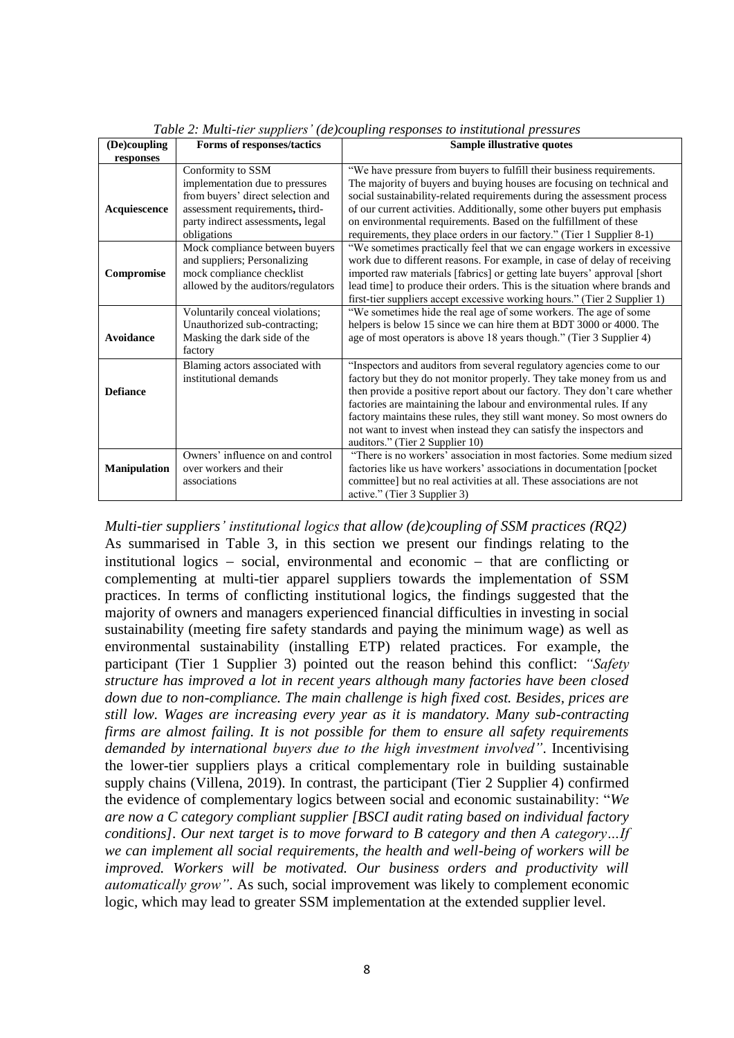*Table 2: Multi-tier suppliers' (de)coupling responses to institutional pressures*

| (De)coupling responses | Forms of responses/tactics | Sample illustrative quotes |
|---|---|---|
| **Acquiescence** | Conformity to SSM implementation due to pressures from buyers' direct selection and assessment requirements, third-party indirect assessments, legal obligations | "We have pressure from buyers to fulfill their business requirements. The majority of buyers and buying houses are focusing on technical and social sustainability-related requirements during the assessment process of our current activities. Additionally, some other buyers put emphasis on environmental requirements. Based on the fulfillment of these requirements, they place orders in our factory." (Tier 1 Supplier 8-1) |
| **Compromise** | Mock compliance between buyers and suppliers; Personalizing mock compliance checklist allowed by the auditors/regulators | "We sometimes practically feel that we can engage workers in excessive work due to different reasons. For example, in case of delay of receiving imported raw materials [fabrics] or getting late buyers' approval [short lead time] to produce their orders. This is the situation where brands and first-tier suppliers accept excessive working hours." (Tier 2 Supplier 1) |
| **Avoidance** | Voluntarily conceal violations; Unauthorized sub-contracting; Masking the dark side of the factory | "We sometimes hide the real age of some workers. The age of some helpers is below 15 since we can hire them at BDT 3000 or 4000. The age of most operators is above 18 years though." (Tier 3 Supplier 4) |
| **Defiance** | Blaming actors associated with institutional demands | "Inspectors and auditors from several regulatory agencies come to our factory but they do not monitor properly. They take money from us and then provide a positive report about our factory. They don't care whether factories are maintaining the labour and environmental rules. If any factory maintains these rules, they still want money. So most owners do not want to invest when instead they can satisfy the inspectors and auditors." (Tier 2 Supplier 10) |
| **Manipulation** | Owners' influence on and control over workers and their associations | "There is no workers' association in most factories. Some medium sized factories like us have workers' associations in documentation [pocket committee] but no real activities at all. These associations are not active." (Tier 3 Supplier 3) |

### *Multi-tier suppliers' institutional logics that allow (de)coupling of SSM practices (RQ2)*

As summarised in Table 3, in this section we present our findings relating to the institutional logics – social, environmental and economic – that are conflicting or complementing at multi-tier apparel suppliers towards the implementation of SSM practices. In terms of conflicting institutional logics, the findings suggested that the majority of owners and managers experienced financial difficulties in investing in social sustainability (meeting fire safety standards and paying the minimum wage) as well as environmental sustainability (installing ETP) related practices. For example, the participant (Tier 1 Supplier 3) pointed out the reason behind this conflict: *"Safety structure has improved a lot in recent years although many factories have been closed down due to non-compliance. The main challenge is high fixed cost. Besides, prices are still low. Wages are increasing every year as it is mandatory. Many sub-contracting firms are almost failing. It is not possible for them to ensure all safety requirements demanded by international buyers due to the high investment involved"*. Incentivising the lower-tier suppliers plays a critical complementary role in building sustainable supply chains (Villena, 2019). In contrast, the participant (Tier 2 Supplier 4) confirmed the evidence of complementary logics between social and economic sustainability: "*We are now a C category compliant supplier [BSCI audit rating based on individual factory conditions]. Our next target is to move forward to B category and then A category…If we can implement all social requirements, the health and well-being of workers will be improved. Workers will be motivated. Our business orders and productivity will automatically grow"*. As such, social improvement was likely to complement economic logic, which may lead to greater SSM implementation at the extended supplier level.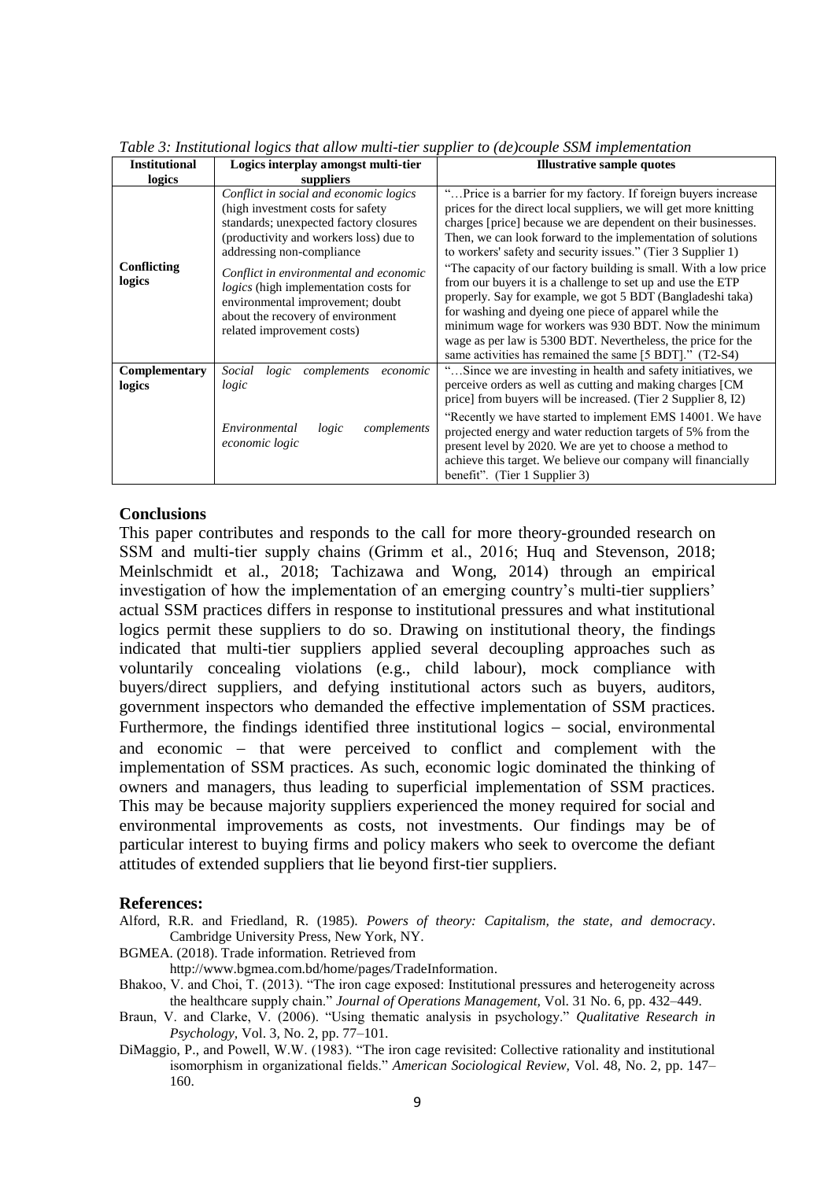*Table 3: Institutional logics that allow multi-tier supplier to (de)couple SSM implementation*

| Institutional logics | Logics interplay amongst multi-tier suppliers | Illustrative sample quotes |
|---|---|---|
| **Conflicting logics** | *Conflict in social and economic logics* (high investment costs for safety standards; unexpected factory closures (productivity and workers loss) due to addressing non-compliance<br><br>*Conflict in environmental and economic logics* (high implementation costs for environmental improvement; doubt about the recovery of environment related improvement costs) | "…Price is a barrier for my factory. If foreign buyers increase prices for the direct local suppliers, we will get more knitting charges [price] because we are dependent on their businesses. Then, we can look forward to the implementation of solutions to workers' safety and security issues." (Tier 3 Supplier 1)<br><br>"The capacity of our factory building is small. With a low price from our buyers it is a challenge to set up and use the ETP properly. Say for example, we got 5 BDT (Bangladeshi taka) for washing and dyeing one piece of apparel while the minimum wage for workers was 930 BDT. Now the minimum wage as per law is 5300 BDT. Nevertheless, the price for the same activities has remained the same [5 BDT]." (T2-S4) |
| **Complementary logics** | *Social logic complements economic logic*<br><br>*Environmental logic complements economic logic* | "…Since we are investing in health and safety initiatives, we perceive orders as well as cutting and making charges [CM price] from buyers will be increased. (Tier 2 Supplier 8, I2)<br><br>"Recently we have started to implement EMS 14001. We have projected energy and water reduction targets of 5% from the present level by 2020. We are yet to choose a method to achieve this target. We believe our company will financially benefit". (Tier 1 Supplier 3) |

## Conclusions

This paper contributes and responds to the call for more theory-grounded research on SSM and multi-tier supply chains (Grimm et al., 2016; Huq and Stevenson, 2018; Meinlschmidt et al., 2018; Tachizawa and Wong, 2014) through an empirical investigation of how the implementation of an emerging country's multi-tier suppliers' actual SSM practices differs in response to institutional pressures and what institutional logics permit these suppliers to do so. Drawing on institutional theory, the findings indicated that multi-tier suppliers applied several decoupling approaches such as voluntarily concealing violations (e.g., child labour), mock compliance with buyers/direct suppliers, and defying institutional actors such as buyers, auditors, government inspectors who demanded the effective implementation of SSM practices. Furthermore, the findings identified three institutional logics – social, environmental and economic – that were perceived to conflict and complement with the implementation of SSM practices. As such, economic logic dominated the thinking of owners and managers, thus leading to superficial implementation of SSM practices. This may be because majority suppliers experienced the money required for social and environmental improvements as costs, not investments. Our findings may be of particular interest to buying firms and policy makers who seek to overcome the defiant attitudes of extended suppliers that lie beyond first-tier suppliers.

## References:

Alford, R.R. and Friedland, R. (1985). *Powers of theory: Capitalism, the state, and democracy*. Cambridge University Press, New York, NY.

BGMEA. (2018). Trade information. Retrieved from http://www.bgmea.com.bd/home/pages/TradeInformation.

Bhakoo, V. and Choi, T. (2013). "The iron cage exposed: Institutional pressures and heterogeneity across the healthcare supply chain." *Journal of Operations Management*, Vol. 31 No. 6, pp. 432–449.

Braun, V. and Clarke, V. (2006). "Using thematic analysis in psychology." *Qualitative Research in Psychology*, Vol. 3, No. 2, pp. 77–101.

DiMaggio, P., and Powell, W.W. (1983). "The iron cage revisited: Collective rationality and institutional isomorphism in organizational fields." *American Sociological Review*, Vol. 48, No. 2, pp. 147–160.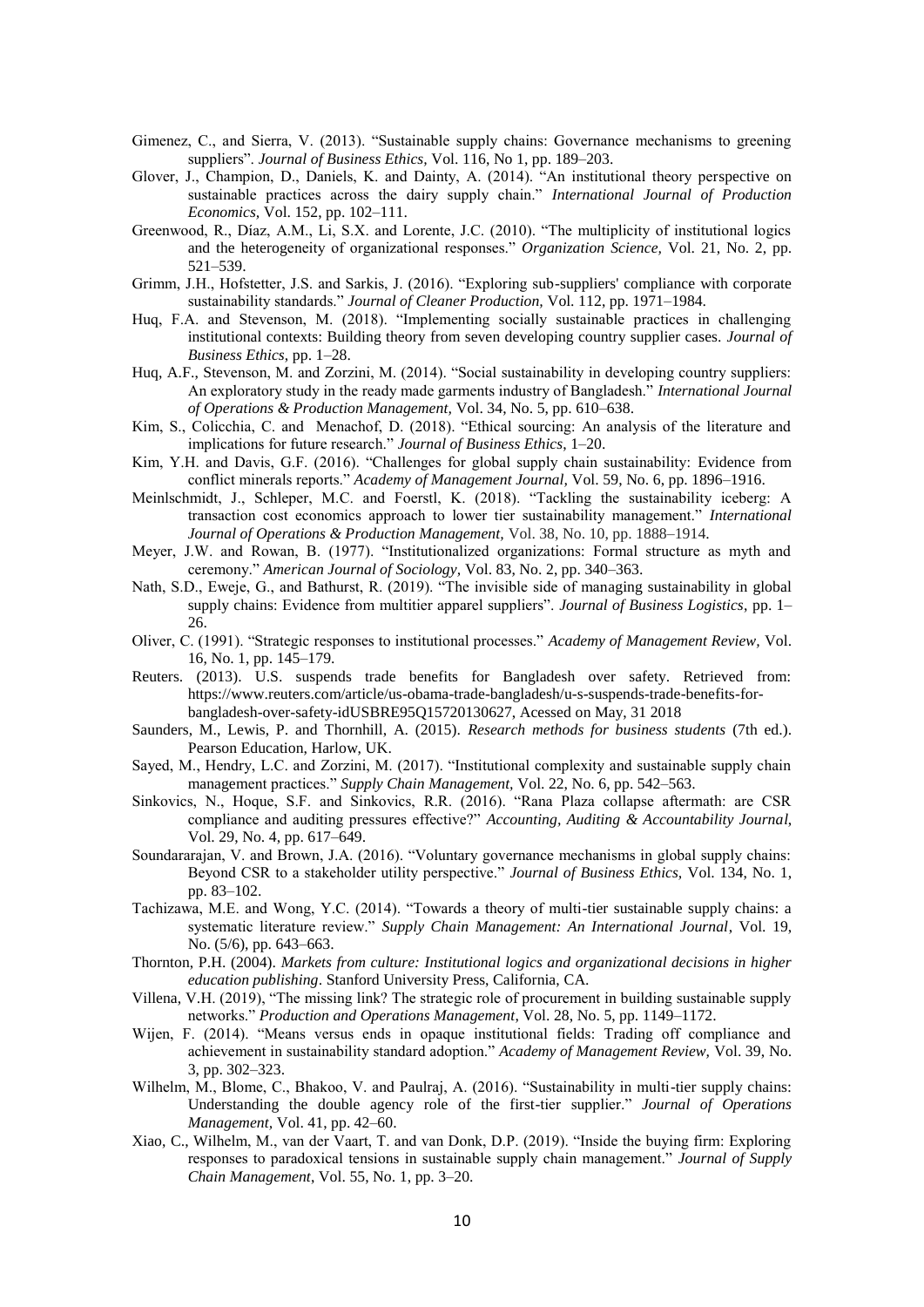Gimenez, C., and Sierra, V. (2013). "Sustainable supply chains: Governance mechanisms to greening suppliers". *Journal of Business Ethics,* Vol. 116, No 1, pp. 189–203.

Glover, J., Champion, D., Daniels, K. and Dainty, A. (2014). "An institutional theory perspective on sustainable practices across the dairy supply chain." *International Journal of Production Economics,* Vol. 152, pp. 102–111.

Greenwood, R., Díaz, A.M., Li, S.X. and Lorente, J.C. (2010). "The multiplicity of institutional logics and the heterogeneity of organizational responses." *Organization Science,* Vol. 21, No. 2, pp. 521–539.

Grimm, J.H., Hofstetter, J.S. and Sarkis, J. (2016). "Exploring sub-suppliers' compliance with corporate sustainability standards." *Journal of Cleaner Production,* Vol. 112, pp. 1971–1984.

Huq, F.A. and Stevenson, M. (2018). "Implementing socially sustainable practices in challenging institutional contexts: Building theory from seven developing country supplier cases. *Journal of Business Ethics,* pp. 1–28.

Huq, A.F., Stevenson, M. and Zorzini, M. (2014). "Social sustainability in developing country suppliers: An exploratory study in the ready made garments industry of Bangladesh." *International Journal of Operations & Production Management,* Vol. 34, No. 5, pp. 610–638.

Kim, S., Colicchia, C. and Menachof, D. (2018). "Ethical sourcing: An analysis of the literature and implications for future research." *Journal of Business Ethics*, 1–20.

Kim, Y.H. and Davis, G.F. (2016). "Challenges for global supply chain sustainability: Evidence from conflict minerals reports." *Academy of Management Journal,* Vol. 59, No. 6, pp. 1896–1916.

Meinlschmidt, J., Schleper, M.C. and Foerstl, K. (2018). "Tackling the sustainability iceberg: A transaction cost economics approach to lower tier sustainability management." *International Journal of Operations & Production Management,* Vol. 38, No. 10, pp. 1888–1914.

Meyer, J.W. and Rowan, B. (1977). "Institutionalized organizations: Formal structure as myth and ceremony." *American Journal of Sociology,* Vol. 83, No. 2, pp. 340–363.

Nath, S.D., Eweje, G., and Bathurst, R. (2019). "The invisible side of managing sustainability in global supply chains: Evidence from multitier apparel suppliers". *Journal of Business Logistics*, pp. 1–26.

Oliver, C. (1991). "Strategic responses to institutional processes." *Academy of Management Review,* Vol. 16, No. 1, pp. 145–179.

Reuters. (2013). U.S. suspends trade benefits for Bangladesh over safety. Retrieved from: https://www.reuters.com/article/us-obama-trade-bangladesh/u-s-suspends-trade-benefits-for-bangladesh-over-safety-idUSBRE95Q15720130627, Acessed on May, 31 2018

Saunders, M., Lewis, P. and Thornhill, A. (2015). *Research methods for business students* (7th ed.). Pearson Education, Harlow, UK.

Sayed, M., Hendry, L.C. and Zorzini, M. (2017). "Institutional complexity and sustainable supply chain management practices." *Supply Chain Management*, Vol. 22, No. 6, pp. 542–563.

Sinkovics, N., Hoque, S.F. and Sinkovics, R.R. (2016). "Rana Plaza collapse aftermath: are CSR compliance and auditing pressures effective?" *Accounting, Auditing & Accountability Journal,* Vol. 29, No. 4, pp. 617–649.

Soundararajan, V. and Brown, J.A. (2016). "Voluntary governance mechanisms in global supply chains: Beyond CSR to a stakeholder utility perspective." *Journal of Business Ethics,* Vol. 134, No. 1, pp. 83–102.

Tachizawa, M.E. and Wong, Y.C. (2014). "Towards a theory of multi-tier sustainable supply chains: a systematic literature review." *Supply Chain Management: An International Journal*, Vol. 19, No. (5/6), pp. 643–663.

Thornton, P.H. (2004). *Markets from culture: Institutional logics and organizational decisions in higher education publishing*. Stanford University Press, California, CA.

Villena, V.H. (2019), "The missing link? The strategic role of procurement in building sustainable supply networks." *Production and Operations Management*, Vol. 28, No. 5, pp. 1149–1172.

Wijen, F. (2014). "Means versus ends in opaque institutional fields: Trading off compliance and achievement in sustainability standard adoption." *Academy of Management Review,* Vol. 39, No. 3, pp. 302–323.

Wilhelm, M., Blome, C., Bhakoo, V. and Paulraj, A. (2016). "Sustainability in multi-tier supply chains: Understanding the double agency role of the first-tier supplier." *Journal of Operations Management,* Vol. 41, pp. 42–60.

Xiao, C., Wilhelm, M., van der Vaart, T. and van Donk, D.P. (2019). "Inside the buying firm: Exploring responses to paradoxical tensions in sustainable supply chain management." *Journal of Supply Chain Management*, Vol. 55, No. 1, pp. 3–20.